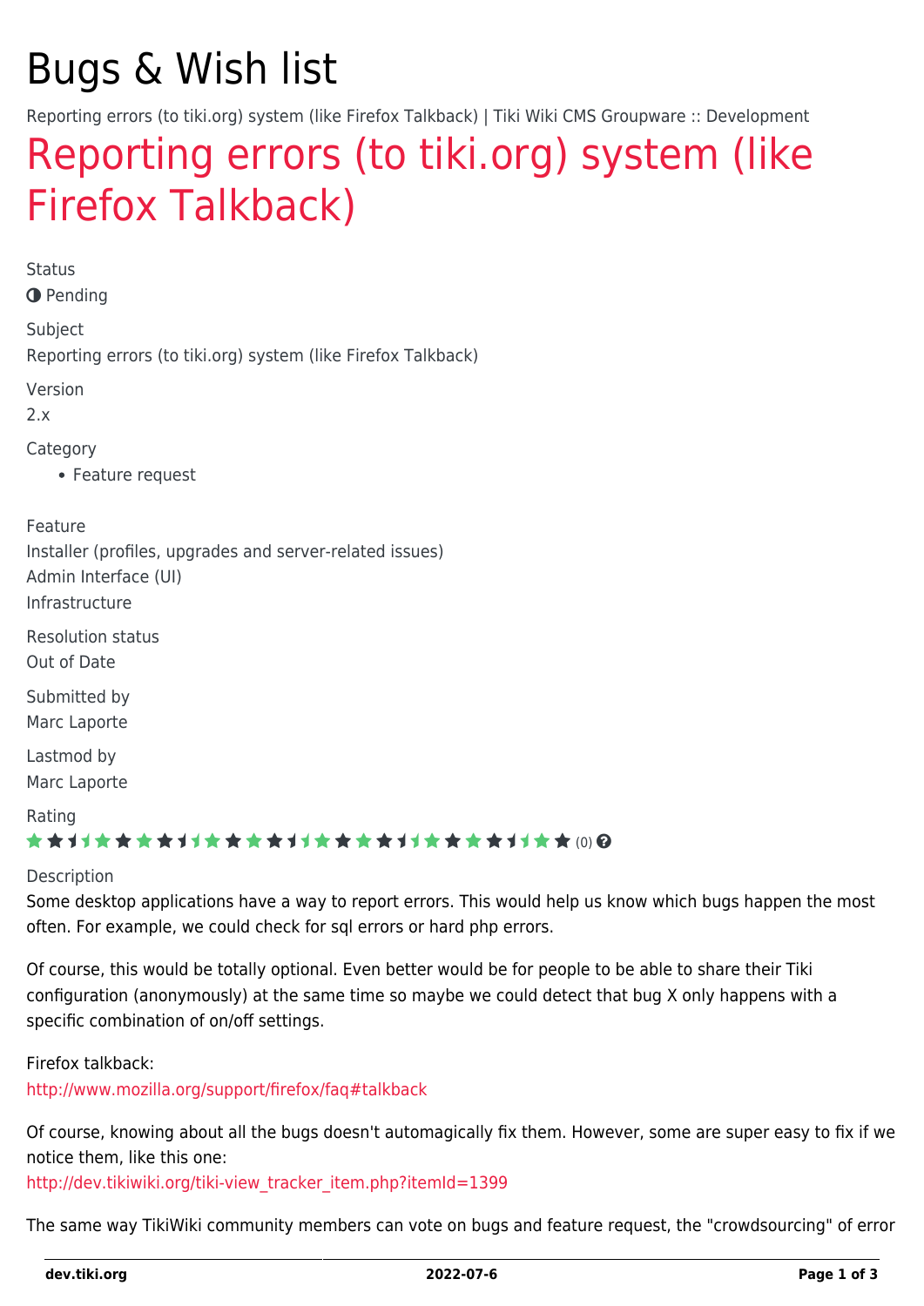# Bugs & Wish list

Reporting errors (to tiki.org) system (like Firefox Talkback) | Tiki Wiki CMS Groupware :: Development

## Reporting errors (to tiki.org) system (like Firefox Talkback)

Status

Pending

Subject

Reporting errors (to tiki.org) system (like Firefox Talkback)

Version

2.x

Category

- Feature request

Feature

Installer (profiles, upgrades and server-related issues)
Admin Interface (UI)
Infrastructure

Resolution status

Out of Date

Submitted by

Marc Laporte

Lastmod by

Marc Laporte

Rating

(0)

Description

Some desktop applications have a way to report errors. This would help us know which bugs happen the most often. For example, we could check for sql errors or hard php errors.

Of course, this would be totally optional. Even better would be for people to be able to share their Tiki configuration (anonymously) at the same time so maybe we could detect that bug X only happens with a specific combination of on/off settings.

Firefox talkback:
http://www.mozilla.org/support/firefox/faq#talkback

Of course, knowing about all the bugs doesn't automagically fix them. However, some are super easy to fix if we notice them, like this one:
http://dev.tikiwiki.org/tiki-view_tracker_item.php?itemId=1399

The same way TikiWiki community members can vote on bugs and feature request, the "crowdsourcing" of error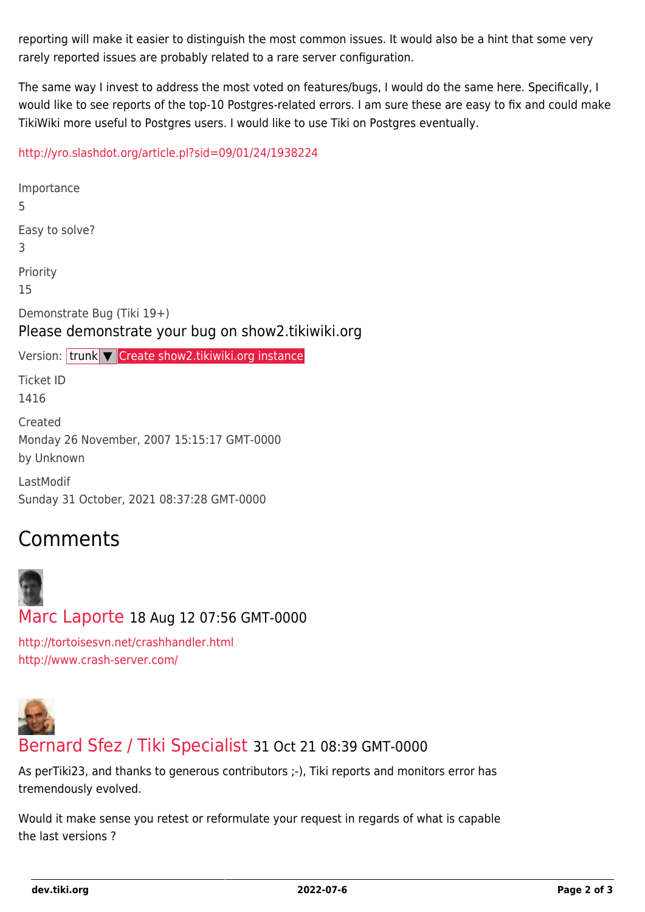reporting will make it easier to distinguish the most common issues. It would also be a hint that some very rarely reported issues are probably related to a rare server configuration.

The same way I invest to address the most voted on features/bugs, I would do the same here. Specifically, I would like to see reports of the top-10 Postgres-related errors. I am sure these are easy to fix and could make TikiWiki more useful to Postgres users. I would like to use Tiki on Postgres eventually.

http://yro.slashdot.org/article.pl?sid=09/01/24/1938224

Importance
5

Easy to solve?
3

Priority
15

Demonstrate Bug (Tiki 19+)

Please demonstrate your bug on show2.tikiwiki.org

Version: trunk ▼ Create show2.tikiwiki.org instance

Ticket ID
1416

Created
Monday 26 November, 2007 15:15:17 GMT-0000
by Unknown

LastModif
Sunday 31 October, 2021 08:37:28 GMT-0000

# Comments

## Marc Laporte 18 Aug 12 07:56 GMT-0000

http://tortoisesvn.net/crashhandler.html
http://www.crash-server.com/

## Bernard Sfez / Tiki Specialist 31 Oct 21 08:39 GMT-0000

As perTiki23, and thanks to generous contributors ;-), Tiki reports and monitors error has tremendously evolved.

Would it make sense you retest or reformulate your request in regards of what is capable the last versions ?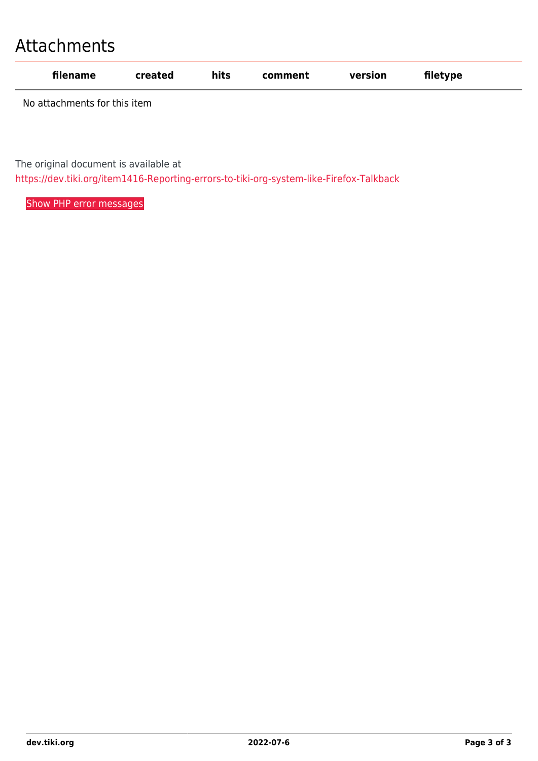# Attachments

| filename | created | hits | comment | version | filetype |
|---|---|---|---|---|---|
| No attachments for this item | | | | | |

The original document is available at
https://dev.tiki.org/item1416-Reporting-errors-to-tiki-org-system-like-Firefox-Talkback

Show PHP error messages